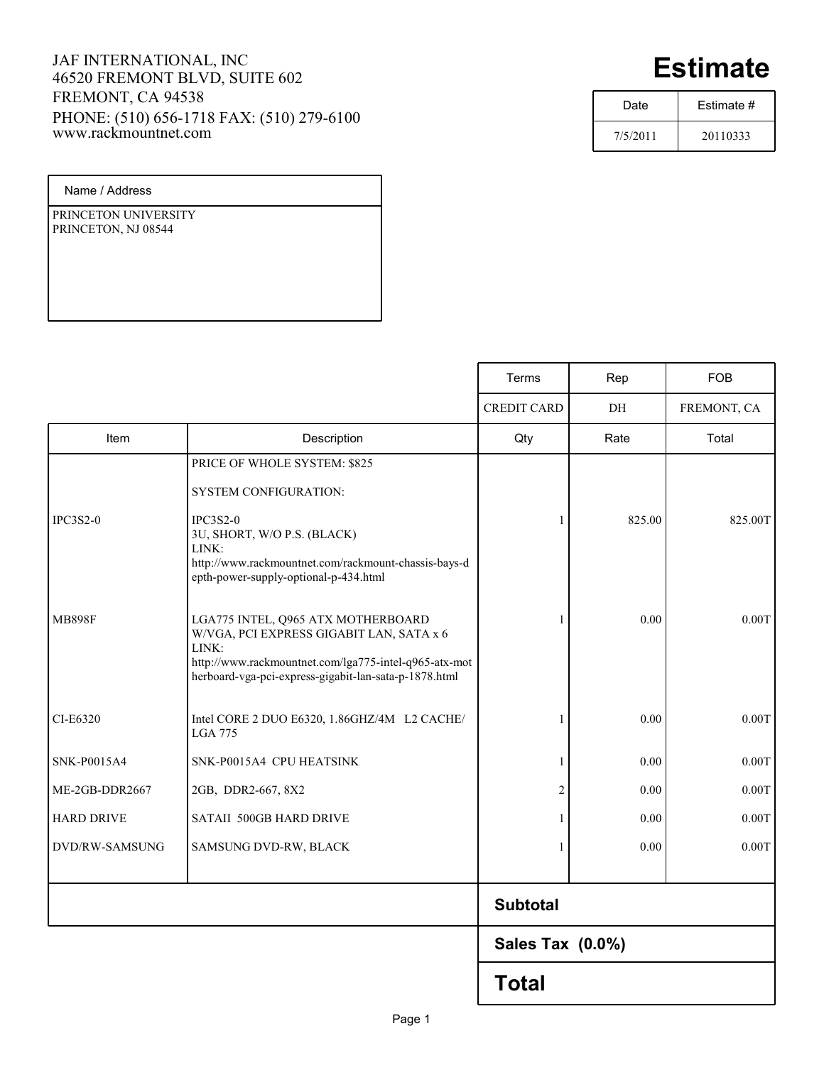JAF INTERNATIONAL, INC
46520 FREMONT BLVD, SUITE 602
FREMONT, CA 94538
PHONE: (510) 656-1718 FAX: (510) 279-6100
www.rackmountnet.com

# Estimate

| Date | Estimate # |
|---|---|
| 7/5/2011 | 20110333 |

| Name / Address |
|---|
| PRINCETON UNIVERSITY<br>PRINCETON, NJ 08544 |

| Terms | Rep | FOB |
|---|---|---|
| CREDIT CARD | DH | FREMONT, CA |

| Item | Description | Qty | Rate | Total |
|---|---|---|---|---|
| | PRICE OF WHOLE SYSTEM: $825<br><br>SYSTEM CONFIGURATION: | | | |
| IPC3S2-0 | IPC3S2-0<br>3U, SHORT, W/O P.S. (BLACK)<br>LINK:<br>http://www.rackmountnet.com/rackmount-chassis-bays-depth-power-supply-optional-p-434.html | 1 | 825.00 | 825.00T |
| MB898F | LGA775 INTEL, Q965 ATX MOTHERBOARD W/VGA, PCI EXPRESS GIGABIT LAN, SATA x 6<br>LINK:<br>http://www.rackmountnet.com/lga775-intel-q965-atx-motherboard-vga-pci-express-gigabit-lan-sata-p-1878.html | 1 | 0.00 | 0.00T |
| CI-E6320 | Intel CORE 2 DUO E6320, 1.86GHZ/4M L2 CACHE/ LGA 775 | 1 | 0.00 | 0.00T |
| SNK-P0015A4 | SNK-P0015A4 CPU HEATSINK | 1 | 0.00 | 0.00T |
| ME-2GB-DDR2667 | 2GB, DDR2-667, 8X2 | 2 | 0.00 | 0.00T |
| HARD DRIVE | SATAII 500GB HARD DRIVE | 1 | 0.00 | 0.00T |
| DVD/RW-SAMSUNG | SAMSUNG DVD-RW, BLACK | 1 | 0.00 | 0.00T |

| | |
|---|---|
| **Subtotal** | |
| **Sales Tax (0.0%)** | |
| **Total** | |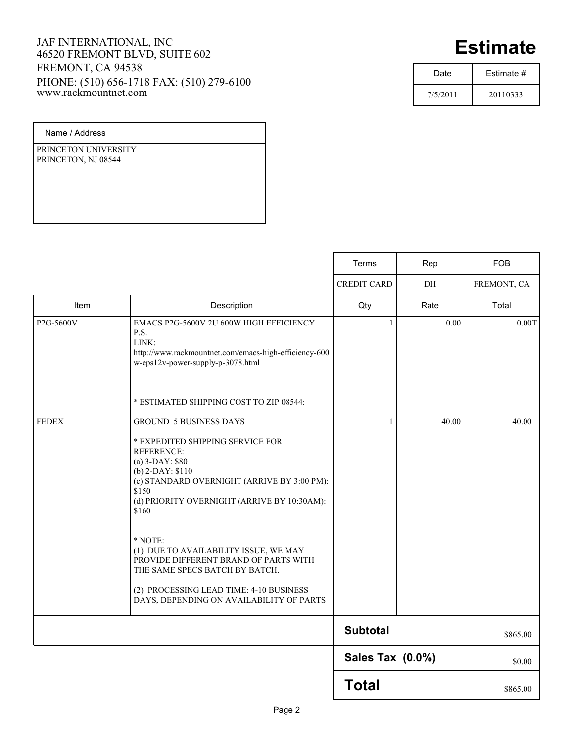JAF INTERNATIONAL, INC
46520 FREMONT BLVD, SUITE 602
FREMONT, CA 94538
PHONE: (510) 656-1718 FAX: (510) 279-6100
www.rackmountnet.com

# Estimate

| Date | Estimate # |
|---|---|
| 7/5/2011 | 20110333 |

| Name / Address |
|---|
| PRINCETON UNIVERSITY<br>PRINCETON, NJ 08544 |

| Terms | Rep | FOB |
|---|---|---|
| CREDIT CARD | DH | FREMONT, CA |

| Item | Description | Qty | Rate | Total |
|---|---|---|---|---|
| P2G-5600V | EMACS P2G-5600V 2U 600W HIGH EFFICIENCY P.S.<br>LINK:<br>http://www.rackmountnet.com/emacs-high-efficiency-600w-eps12v-power-supply-p-3078.html<br><br>* ESTIMATED SHIPPING COST TO ZIP 08544: | 1 | 0.00 | 0.00T |
| FEDEX | GROUND 5 BUSINESS DAYS<br><br>* EXPEDITED SHIPPING SERVICE FOR REFERENCE:<br>(a) 3-DAY: $80<br>(b) 2-DAY: $110<br>(c) STANDARD OVERNIGHT (ARRIVE BY 3:00 PM): $150<br>(d) PRIORITY OVERNIGHT (ARRIVE BY 10:30AM): $160<br><br>* NOTE:<br>(1) DUE TO AVAILABILITY ISSUE, WE MAY PROVIDE DIFFERENT BRAND OF PARTS WITH THE SAME SPECS BATCH BY BATCH.<br><br>(2) PROCESSING LEAD TIME: 4-10 BUSINESS DAYS, DEPENDING ON AVAILABILITY OF PARTS | 1 | 40.00 | 40.00 |

| | |
|---|---|
| **Subtotal** | $865.00 |
| **Sales Tax (0.0%)** | $0.00 |
| **Total** | $865.00 |